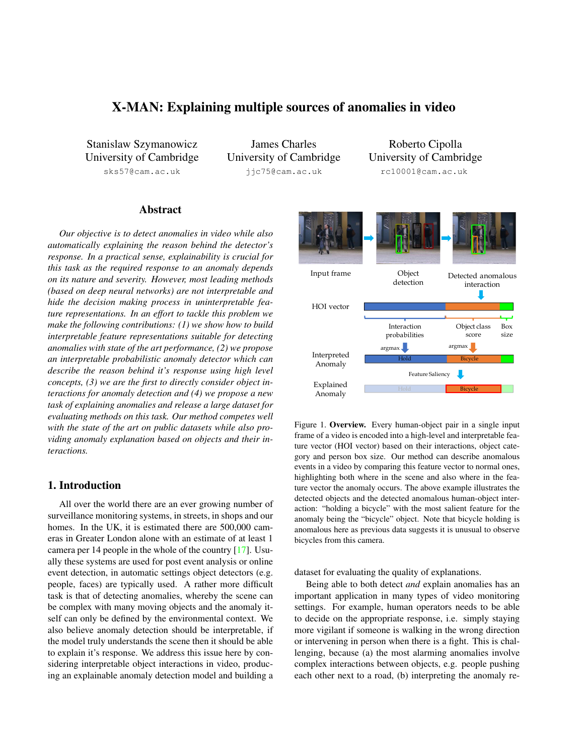# X-MAN: Explaining multiple sources of anomalies in video

Stanislaw Szymanowicz
University of Cambridge
sks57@cam.ac.uk

James Charles
University of Cambridge
jjc75@cam.ac.uk

Roberto Cipolla
University of Cambridge
rc10001@cam.ac.uk

## Abstract

*Our objective is to detect anomalies in video while also automatically explaining the reason behind the detector's response. In a practical sense, explainability is crucial for this task as the required response to an anomaly depends on its nature and severity. However, most leading methods (based on deep neural networks) are not interpretable and hide the decision making process in uninterpretable feature representations. In an effort to tackle this problem we make the following contributions: (1) we show how to build interpretable feature representations suitable for detecting anomalies with state of the art performance, (2) we propose an interpretable probabilistic anomaly detector which can describe the reason behind it's response using high level concepts, (3) we are the first to directly consider object interactions for anomaly detection and (4) we propose a new task of explaining anomalies and release a large dataset for evaluating methods on this task. Our method competes well with the state of the art on public datasets while also providing anomaly explanation based on objects and their interactions.*

## 1. Introduction

All over the world there are an ever growing number of surveillance monitoring systems, in streets, in shops and our homes. In the UK, it is estimated there are 500,000 cameras in Greater London alone with an estimate of at least 1 camera per 14 people in the whole of the country [17]. Usually these systems are used for post event analysis or online event detection, in automatic settings object detectors (e.g. people, faces) are typically used. A rather more difficult task is that of detecting anomalies, whereby the scene can be complex with many moving objects and the anomaly itself can only be defined by the environmental context. We also believe anomaly detection should be interpretable, if the model truly understands the scene then it should be able to explain it's response. We address this issue here by considering interpretable object interactions in video, producing an explainable anomaly detection model and building a dataset for evaluating the quality of explanations.

Figure 1. **Overview.** Every human-object pair in a single input frame of a video is encoded into a high-level and interpretable feature vector (HOI vector) based on their interactions, object category and person box size. Our method can describe anomalous events in a video by comparing this feature vector to normal ones, highlighting both where in the scene and also where in the feature vector the anomaly occurs. The above example illustrates the detected objects and the detected anomalous human-object interaction: "holding a bicycle" with the most salient feature for the anomaly being the "bicycle" object. Note that bicycle holding is anomalous here as previous data suggests it is unusual to observe bicycles from this camera.

Being able to both detect *and* explain anomalies has an important application in many types of video monitoring settings. For example, human operators needs to be able to decide on the appropriate response, i.e. simply staying more vigilant if someone is walking in the wrong direction or intervening in person when there is a fight. This is challenging, because (a) the most alarming anomalies involve complex interactions between objects, e.g. people pushing each other next to a road, (b) interpreting the anomaly re-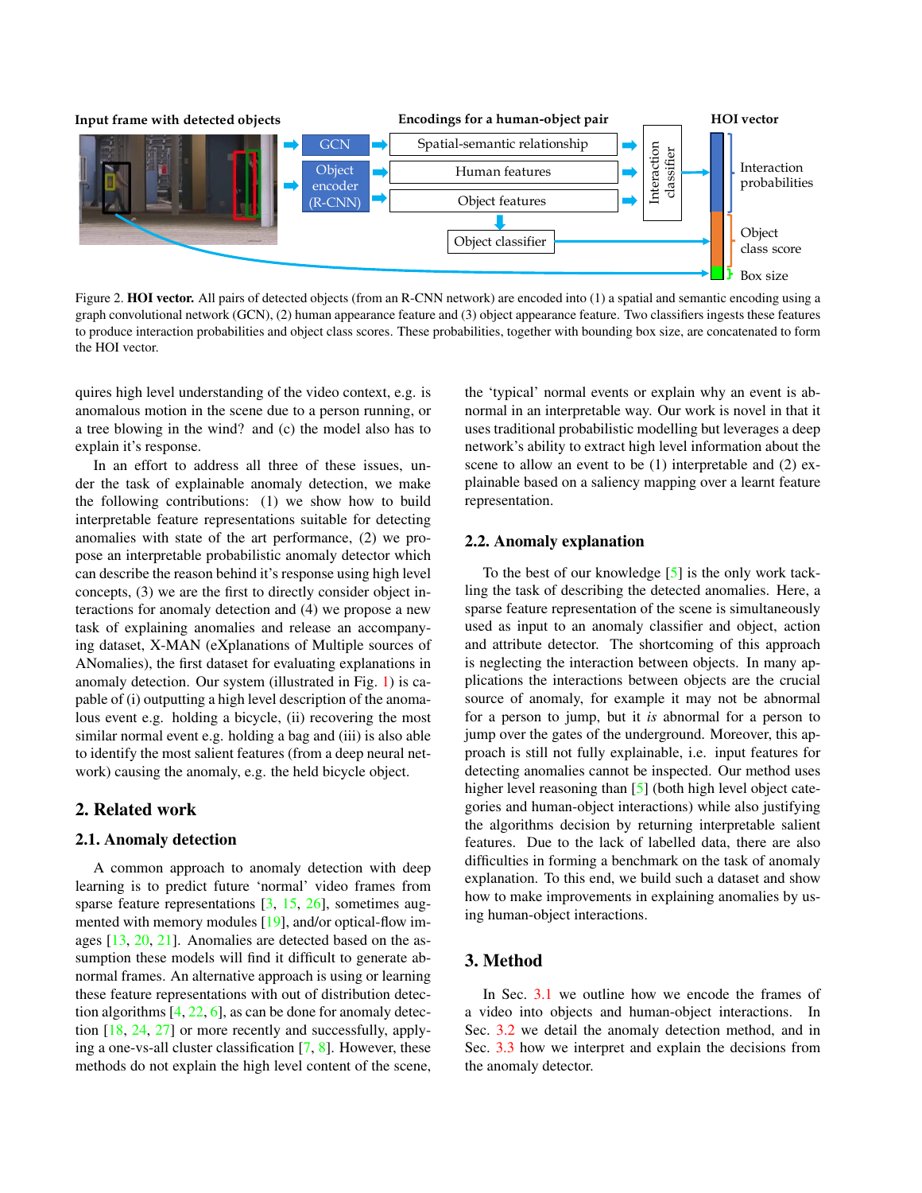Figure 2. **HOI vector.** All pairs of detected objects (from an R-CNN network) are encoded into (1) a spatial and semantic encoding using a graph convolutional network (GCN), (2) human appearance feature and (3) object appearance feature. Two classifiers ingests these features to produce interaction probabilities and object class scores. These probabilities, together with bounding box size, are concatenated to form the HOI vector.

quires high level understanding of the video context, e.g. is anomalous motion in the scene due to a person running, or a tree blowing in the wind? and (c) the model also has to explain it's response.

In an effort to address all three of these issues, under the task of explainable anomaly detection, we make the following contributions: (1) we show how to build interpretable feature representations suitable for detecting anomalies with state of the art performance, (2) we propose an interpretable probabilistic anomaly detector which can describe the reason behind it's response using high level concepts, (3) we are the first to directly consider object interactions for anomaly detection and (4) we propose a new task of explaining anomalies and release an accompanying dataset, X-MAN (eXplanations of Multiple sources of ANomalies), the first dataset for evaluating explanations in anomaly detection. Our system (illustrated in Fig. 1) is capable of (i) outputting a high level description of the anomalous event e.g. holding a bicycle, (ii) recovering the most similar normal event e.g. holding a bag and (iii) is also able to identify the most salient features (from a deep neural network) causing the anomaly, e.g. the held bicycle object.

## 2. Related work

### 2.1. Anomaly detection

A common approach to anomaly detection with deep learning is to predict future 'normal' video frames from sparse feature representations [3, 15, 26], sometimes augmented with memory modules [19], and/or optical-flow images [13, 20, 21]. Anomalies are detected based on the assumption these models will find it difficult to generate abnormal frames. An alternative approach is using or learning these feature representations with out of distribution detection algorithms [4, 22, 6], as can be done for anomaly detection [18, 24, 27] or more recently and successfully, applying a one-vs-all cluster classification [7, 8]. However, these methods do not explain the high level content of the scene, the 'typical' normal events or explain why an event is abnormal in an interpretable way. Our work is novel in that it uses traditional probabilistic modelling but leverages a deep network's ability to extract high level information about the scene to allow an event to be (1) interpretable and (2) explainable based on a saliency mapping over a learnt feature representation.

### 2.2. Anomaly explanation

To the best of our knowledge [5] is the only work tackling the task of describing the detected anomalies. Here, a sparse feature representation of the scene is simultaneously used as input to an anomaly classifier and object, action and attribute detector. The shortcoming of this approach is neglecting the interaction between objects. In many applications the interactions between objects are the crucial source of anomaly, for example it may not be abnormal for a person to jump, but it *is* abnormal for a person to jump over the gates of the underground. Moreover, this approach is still not fully explainable, i.e. input features for detecting anomalies cannot be inspected. Our method uses higher level reasoning than [5] (both high level object categories and human-object interactions) while also justifying the algorithms decision by returning interpretable salient features. Due to the lack of labelled data, there are also difficulties in forming a benchmark on the task of anomaly explanation. To this end, we build such a dataset and show how to make improvements in explaining anomalies by using human-object interactions.

## 3. Method

In Sec. 3.1 we outline how we encode the frames of a video into objects and human-object interactions. In Sec. 3.2 we detail the anomaly detection method, and in Sec. 3.3 how we interpret and explain the decisions from the anomaly detector.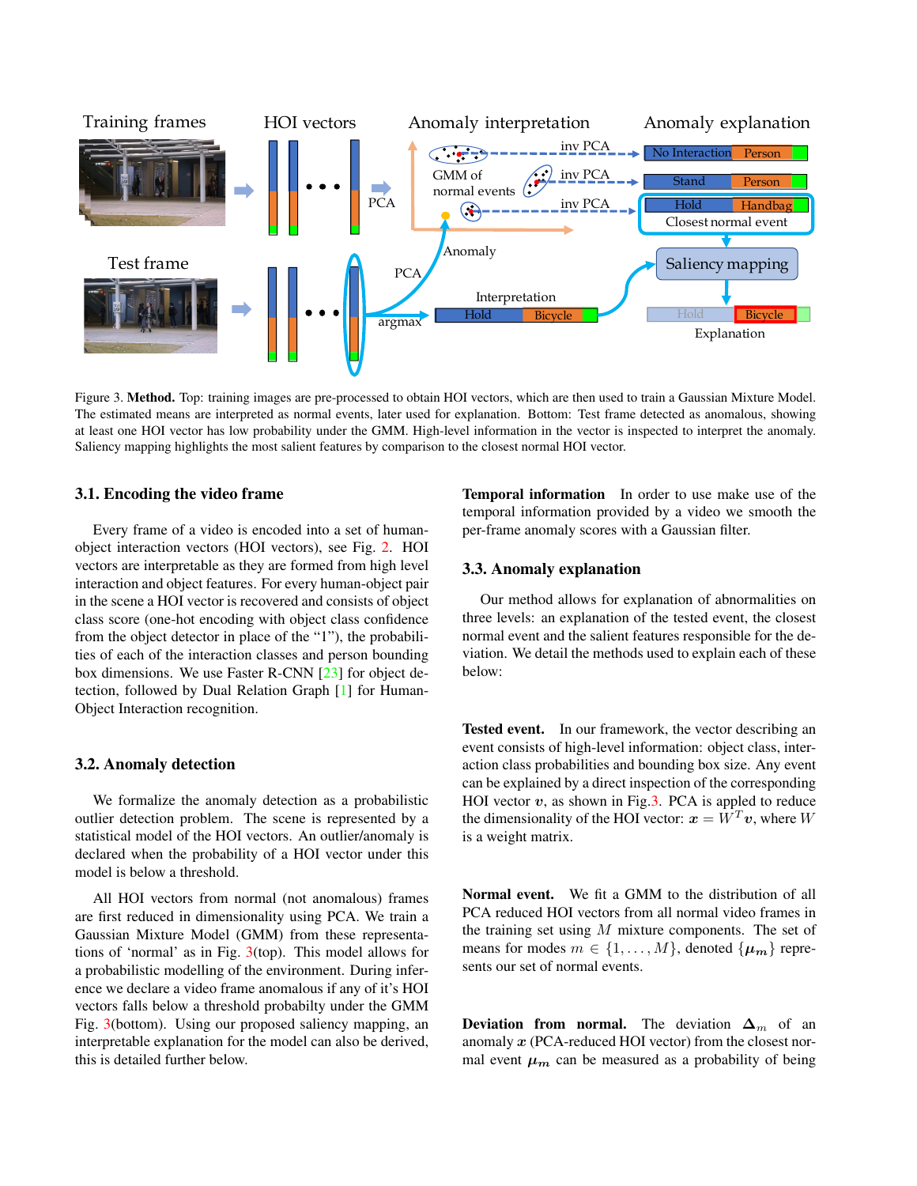Figure 3. **Method.** Top: training images are pre-processed to obtain HOI vectors, which are then used to train a Gaussian Mixture Model. The estimated means are interpreted as normal events, later used for explanation. Bottom: Test frame detected as anomalous, showing at least one HOI vector has low probability under the GMM. High-level information in the vector is inspected to interpret the anomaly. Saliency mapping highlights the most salient features by comparison to the closest normal HOI vector.

### 3.1. Encoding the video frame

Every frame of a video is encoded into a set of human-object interaction vectors (HOI vectors), see Fig. 2. HOI vectors are interpretable as they are formed from high level interaction and object features. For every human-object pair in the scene a HOI vector is recovered and consists of object class score (one-hot encoding with object class confidence from the object detector in place of the "1"), the probabilities of each of the interaction classes and person bounding box dimensions. We use Faster R-CNN [23] for object detection, followed by Dual Relation Graph [1] for Human-Object Interaction recognition.

### 3.2. Anomaly detection

We formalize the anomaly detection as a probabilistic outlier detection problem. The scene is represented by a statistical model of the HOI vectors. An outlier/anomaly is declared when the probability of a HOI vector under this model is below a threshold.

All HOI vectors from normal (not anomalous) frames are first reduced in dimensionality using PCA. We train a Gaussian Mixture Model (GMM) from these representations of 'normal' as in Fig. 3(top). This model allows for a probabilistic modelling of the environment. During inference we declare a video frame anomalous if any of it's HOI vectors falls below a threshold probabilty under the GMM Fig. 3(bottom). Using our proposed saliency mapping, an interpretable explanation for the model can also be derived, this is detailed further below.

**Temporal information** In order to use make use of the temporal information provided by a video we smooth the per-frame anomaly scores with a Gaussian filter.

### 3.3. Anomaly explanation

Our method allows for explanation of abnormalities on three levels: an explanation of the tested event, the closest normal event and the salient features responsible for the deviation. We detail the methods used to explain each of these below:

**Tested event.** In our framework, the vector describing an event consists of high-level information: object class, interaction class probabilities and bounding box size. Any event can be explained by a direct inspection of the corresponding HOI vector $\boldsymbol{v}$, as shown in Fig.3. PCA is applied to reduce the dimensionality of the HOI vector: $\boldsymbol{x} = W^T\boldsymbol{v}$, where $W$ is a weight matrix.

**Normal event.** We fit a GMM to the distribution of all PCA reduced HOI vectors from all normal video frames in the training set using $M$ mixture components. The set of means for modes $m \in \{1, \dots, M\}$, denoted $\{\boldsymbol{\mu}_m\}$ represents our set of normal events.

**Deviation from normal.** The deviation $\boldsymbol{\Delta}_m$ of an anomaly $\boldsymbol{x}$ (PCA-reduced HOI vector) from the closest normal event $\boldsymbol{\mu}_m$ can be measured as a probability of being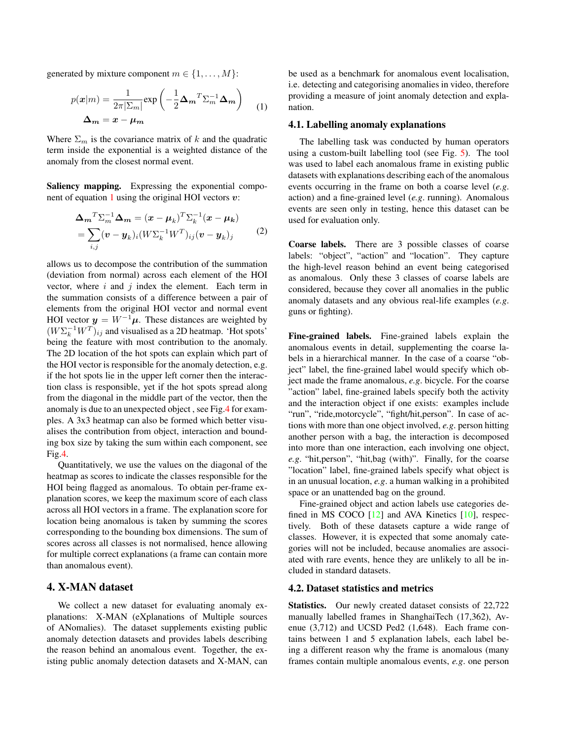generated by mixture component $m \in \{1, \ldots, M\}$:

$$
\begin{aligned}
p(\boldsymbol{x}|m) &= \frac{1}{2\pi|\Sigma_m|}\exp\left(-\frac{1}{2}\boldsymbol{\Delta_m}^T\Sigma_m^{-1}\boldsymbol{\Delta_m}\right) \\
\boldsymbol{\Delta_m} &= \boldsymbol{x} - \boldsymbol{\mu_m}
\end{aligned} \tag{1}
$$

Where $\Sigma_m$ is the covariance matrix of $k$ and the quadratic term inside the exponential is a weighted distance of the anomaly from the closest normal event.

**Saliency mapping.** Expressing the exponential component of equation 1 using the original HOI vectors $\boldsymbol{v}$:

$$
\begin{aligned}
\boldsymbol{\Delta_m}^T\Sigma_m^{-1}\boldsymbol{\Delta_m} &= (\boldsymbol{x} - \boldsymbol{\mu}_k)^T\Sigma_k^{-1}(\boldsymbol{x} - \boldsymbol{\mu_k}) \\
&= \sum_{i,j}(\boldsymbol{v} - \boldsymbol{y}_k)_i(W\Sigma_k^{-1}W^T)_{ij}(\boldsymbol{v} - \boldsymbol{y}_k)_j
\end{aligned} \tag{2}
$$

allows us to decompose the contribution of the summation (deviation from normal) across each element of the HOI vector, where $i$ and $j$ index the element. Each term in the summation consists of a difference between a pair of elements from the original HOI vector and normal event HOI vector $\boldsymbol{y} = W^{-1}\boldsymbol{\mu}$. These distances are weighted by $(W\Sigma_k^{-1}W^T)_{ij}$ and visualised as a 2D heatmap. 'Hot spots' being the feature with most contribution to the anomaly. The 2D location of the hot spots can explain which part of the HOI vector is responsible for the anomaly detection, e.g. if the hot spots lie in the upper left corner then the interaction class is responsible, yet if the hot spots spread along from the diagonal in the middle part of the vector, then the anomaly is due to an unexpected object , see Fig.4 for examples. A 3x3 heatmap can also be formed which better visualises the contribution from object, interaction and bounding box size by taking the sum within each component, see Fig.4.

Quantitatively, we use the values on the diagonal of the heatmap as scores to indicate the classes responsible for the HOI being flagged as anomalous. To obtain per-frame explanation scores, we keep the maximum score of each class across all HOI vectors in a frame. The explanation score for location being anomalous is taken by summing the scores corresponding to the bounding box dimensions. The sum of scores across all classes is not normalised, hence allowing for multiple correct explanations (a frame can contain more than anomalous event).

## 4. X-MAN dataset

We collect a new dataset for evaluating anomaly explanations: X-MAN (eXplanations of Multiple sources of ANomalies). The dataset supplements existing public anomaly detection datasets and provides labels describing the reason behind an anomalous event. Together, the existing public anomaly detection datasets and X-MAN, can be used as a benchmark for anomalous event localisation, i.e. detecting and categorising anomalies in video, therefore providing a measure of joint anomaly detection and explanation.

### 4.1. Labelling anomaly explanations

The labelling task was conducted by human operators using a custom-built labelling tool (see Fig. 5). The tool was used to label each anomalous frame in existing public datasets with explanations describing each of the anomalous events occurring in the frame on both a coarse level (*e.g.* action) and a fine-grained level (*e.g.* running). Anomalous events are seen only in testing, hence this dataset can be used for evaluation only.

**Coarse labels.** There are 3 possible classes of coarse labels: "object", "action" and "location". They capture the high-level reason behind an event being categorised as anomalous. Only these 3 classes of coarse labels are considered, because they cover all anomalies in the public anomaly datasets and any obvious real-life examples (*e.g.* guns or fighting).

**Fine-grained labels.** Fine-grained labels explain the anomalous events in detail, supplementing the coarse labels in a hierarchical manner. In the case of a coarse "object" label, the fine-grained label would specify which object made the frame anomalous, *e.g.* bicycle. For the coarse "action" label, fine-grained labels specify both the activity and the interaction object if one exists: examples include "run", "ride,motorcycle", "fight/hit,person". In case of actions with more than one object involved, *e.g.* person hitting another person with a bag, the interaction is decomposed into more than one interaction, each involving one object, *e.g.* "hit,person", "hit,bag (with)". Finally, for the coarse "location" label, fine-grained labels specify what object is in an unusual location, *e.g.* a human walking in a prohibited space or an unattended bag on the ground.

Fine-grained object and action labels use categories defined in MS COCO [12] and AVA Kinetics [10], respectively. Both of these datasets capture a wide range of classes. However, it is expected that some anomaly categories will not be included, because anomalies are associated with rare events, hence they are unlikely to all be included in standard datasets.

### 4.2. Dataset statistics and metrics

**Statistics.** Our newly created dataset consists of 22,722 manually labelled frames in ShanghaiTech (17,362), Avenue (3,712) and UCSD Ped2 (1,648). Each frame contains between 1 and 5 explanation labels, each label being a different reason why the frame is anomalous (many frames contain multiple anomalous events, *e.g.* one person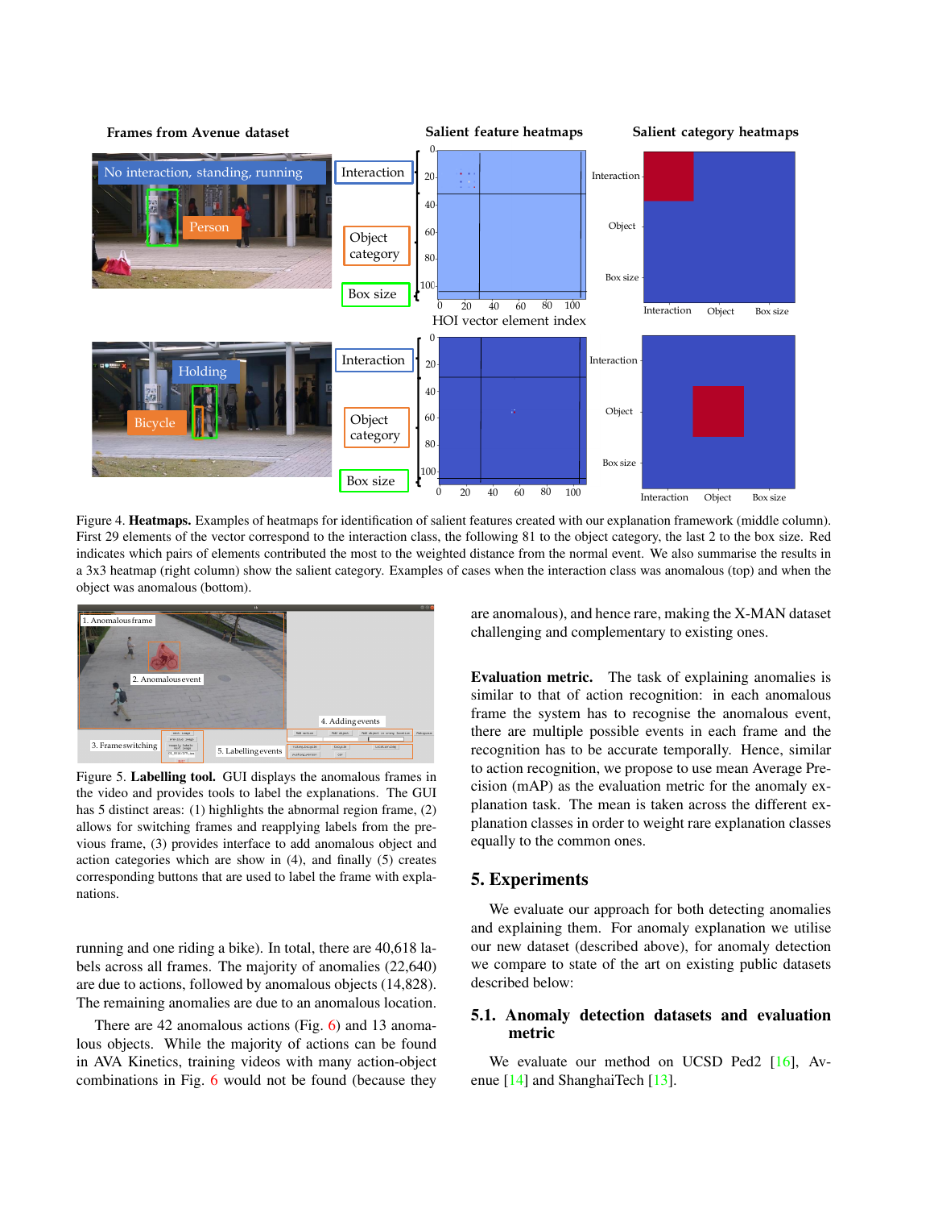Figure 4. **Heatmaps.** Examples of heatmaps for identification of salient features created with our explanation framework (middle column). First 29 elements of the vector correspond to the interaction class, the following 81 to the object category, the last 2 to the box size. Red indicates which pairs of elements contributed the most to the weighted distance from the normal event. We also summarise the results in a 3x3 heatmap (right column) show the salient category. Examples of cases when the interaction class was anomalous (top) and when the object was anomalous (bottom).

Figure 5. **Labelling tool.** GUI displays the anomalous frames in the video and provides tools to label the explanations. The GUI has 5 distinct areas: (1) highlights the abnormal region frame, (2) allows for switching frames and reapplying labels from the previous frame, (3) provides interface to add anomalous object and action categories which are show in (4), and finally (5) creates corresponding buttons that are used to label the frame with explanations.

running and one riding a bike). In total, there are 40,618 labels across all frames. The majority of anomalies (22,640) are due to actions, followed by anomalous objects (14,828). The remaining anomalies are due to an anomalous location.

There are 42 anomalous actions (Fig. 6) and 13 anomalous objects. While the majority of actions can be found in AVA Kinetics, training videos with many action-object combinations in Fig. 6 would not be found (because they are anomalous), and hence rare, making the X-MAN dataset challenging and complementary to existing ones.

**Evaluation metric.** The task of explaining anomalies is similar to that of action recognition: in each anomalous frame the system has to recognise the anomalous event, there are multiple possible events in each frame and the recognition has to be accurate temporally. Hence, similar to action recognition, we propose to use mean Average Precision (mAP) as the evaluation metric for the anomaly explanation task. The mean is taken across the different explanation classes in order to weight rare explanation classes equally to the common ones.

## 5. Experiments

We evaluate our approach for both detecting anomalies and explaining them. For anomaly explanation we utilise our new dataset (described above), for anomaly detection we compare to state of the art on existing public datasets described below:

### 5.1. Anomaly detection datasets and evaluation metric

We evaluate our method on UCSD Ped2 [16], Avenue [14] and ShanghaiTech [13].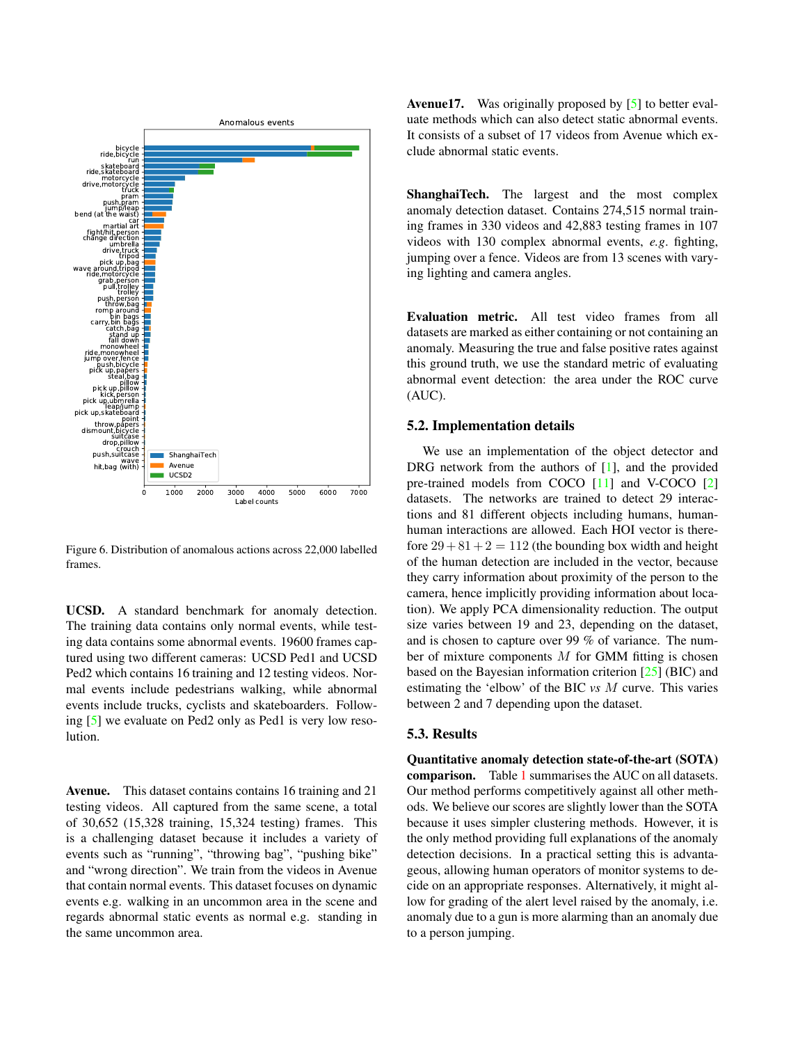Figure 6. Distribution of anomalous actions across 22,000 labelled frames.

**UCSD.** A standard benchmark for anomaly detection. The training data contains only normal events, while testing data contains some abnormal events. 19600 frames captured using two different cameras: UCSD Ped1 and UCSD Ped2 which contains 16 training and 12 testing videos. Normal events include pedestrians walking, while abnormal events include trucks, cyclists and skateboarders. Following [5] we evaluate on Ped2 only as Ped1 is very low resolution.

**Avenue.** This dataset contains contains 16 training and 21 testing videos. All captured from the same scene, a total of 30,652 (15,328 training, 15,324 testing) frames. This is a challenging dataset because it includes a variety of events such as "running", "throwing bag", "pushing bike" and "wrong direction". We train from the videos in Avenue that contain normal events. This dataset focuses on dynamic events e.g. walking in an uncommon area in the scene and regards abnormal static events as normal e.g. standing in the same uncommon area.

**Avenue17.** Was originally proposed by [5] to better evaluate methods which can also detect static abnormal events. It consists of a subset of 17 videos from Avenue which exclude abnormal static events.

**ShanghaiTech.** The largest and the most complex anomaly detection dataset. Contains 274,515 normal training frames in 330 videos and 42,883 testing frames in 107 videos with 130 complex abnormal events, *e.g.* fighting, jumping over a fence. Videos are from 13 scenes with varying lighting and camera angles.

**Evaluation metric.** All test video frames from all datasets are marked as either containing or not containing an anomaly. Measuring the true and false positive rates against this ground truth, we use the standard metric of evaluating abnormal event detection: the area under the ROC curve (AUC).

## 5.2. Implementation details

We use an implementation of the object detector and DRG network from the authors of [1], and the provided pre-trained models from COCO [11] and V-COCO [2] datasets. The networks are trained to detect 29 interactions and 81 different objects including humans, human-human interactions are allowed. Each HOI vector is therefore $29 + 81 + 2 = 112$ (the bounding box width and height of the human detection are included in the vector, because they carry information about proximity of the person to the camera, hence implicitly providing information about location). We apply PCA dimensionality reduction. The output size varies between 19 and 23, depending on the dataset, and is chosen to capture over 99 % of variance. The number of mixture components $M$ for GMM fitting is chosen based on the Bayesian information criterion [25] (BIC) and estimating the 'elbow' of the BIC *vs* $M$ curve. This varies between 2 and 7 depending upon the dataset.

## 5.3. Results

**Quantitative anomaly detection state-of-the-art (SOTA) comparison.** Table 1 summarises the AUC on all datasets. Our method performs competitively against all other methods. We believe our scores are slightly lower than the SOTA because it uses simpler clustering methods. However, it is the only method providing full explanations of the anomaly detection decisions. In a practical setting this is advantageous, allowing human operators of monitor systems to decide on an appropriate responses. Alternatively, it might allow for grading of the alert level raised by the anomaly, i.e. anomaly due to a gun is more alarming than an anomaly due to a person jumping.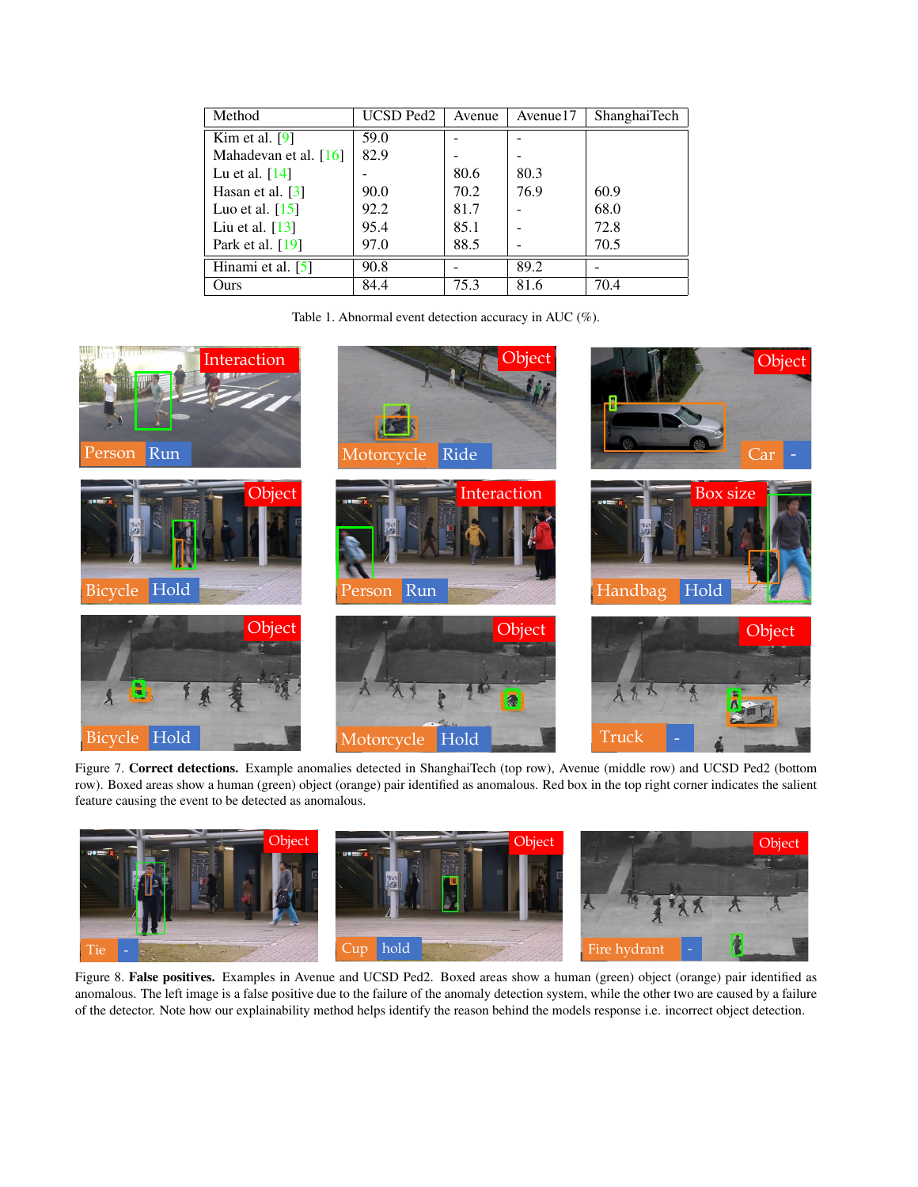| Method | UCSD Ped2 | Avenue | Avenue17 | ShanghaiTech |
|---|---|---|---|---|
| Kim et al. [9] | 59.0 | - | - | |
| Mahadevan et al. [16] | 82.9 | - | - | |
| Lu et al. [14] | - | 80.6 | 80.3 | |
| Hasan et al. [3] | 90.0 | 70.2 | 76.9 | 60.9 |
| Luo et al. [15] | 92.2 | 81.7 | - | 68.0 |
| Liu et al. [13] | 95.4 | 85.1 | - | 72.8 |
| Park et al. [19] | 97.0 | 88.5 | - | 70.5 |
| Hinami et al. [5] | 90.8 | - | 89.2 | - |
| Ours | 84.4 | 75.3 | 81.6 | 70.4 |

Table 1. Abnormal event detection accuracy in AUC (%).

Figure 7. **Correct detections.** Example anomalies detected in ShanghaiTech (top row), Avenue (middle row) and UCSD Ped2 (bottom row). Boxed areas show a human (green) object (orange) pair identified as anomalous. Red box in the top right corner indicates the salient feature causing the event to be detected as anomalous.

Figure 8. **False positives.** Examples in Avenue and UCSD Ped2. Boxed areas show a human (green) object (orange) pair identified as anomalous. The left image is a false positive due to the failure of the anomaly detection system, while the other two are caused by a failure of the detector. Note how our explainability method helps identify the reason behind the models response i.e. incorrect object detection.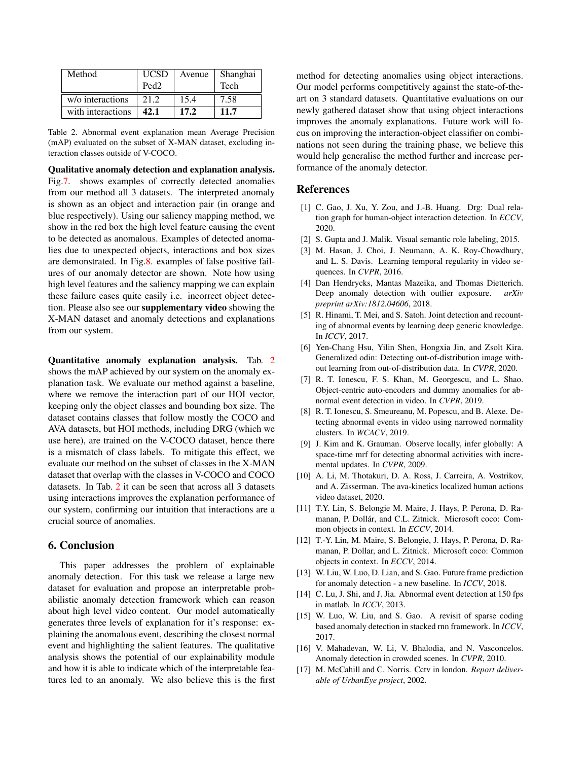| Method | UCSD Ped2 | Avenue | Shanghai Tech |
|---|---|---|---|
| w/o interactions | 21.2 | 15.4 | 7.58 |
| with interactions | **42.1** | **17.2** | **11.7** |

Table 2. Abnormal event explanation mean Average Precision (mAP) evaluated on the subset of X-MAN dataset, excluding interaction classes outside of V-COCO.

**Qualitative anomaly detection and explanation analysis.** Fig.7. shows examples of correctly detected anomalies from our method all 3 datasets. The interpreted anomaly is shown as an object and interaction pair (in orange and blue respectively). Using our saliency mapping method, we show in the red box the high level feature causing the event to be detected as anomalous. Examples of detected anomalies due to unexpected objects, interactions and box sizes are demonstrated. In Fig.8. examples of false positive failures of our anomaly detector are shown. Note how using high level features and the saliency mapping we can explain these failure cases quite easily i.e. incorrect object detection. Please also see our **supplementary video** showing the X-MAN dataset and anomaly detections and explanations from our system.

**Quantitative anomaly explanation analysis.** Tab. 2 shows the mAP achieved by our system on the anomaly explanation task. We evaluate our method against a baseline, where we remove the interaction part of our HOI vector, keeping only the object classes and bounding box size. The dataset contains classes that follow mostly the COCO and AVA datasets, but HOI methods, including DRG (which we use here), are trained on the V-COCO dataset, hence there is a mismatch of class labels. To mitigate this effect, we evaluate our method on the subset of classes in the X-MAN dataset that overlap with the classes in V-COCO and COCO datasets. In Tab. 2 it can be seen that across all 3 datasets using interactions improves the explanation performance of our system, confirming our intuition that interactions are a crucial source of anomalies.

## 6. Conclusion

This paper addresses the problem of explainable anomaly detection. For this task we release a large new dataset for evaluation and propose an interpretable probabilistic anomaly detection framework which can reason about high level video content. Our model automatically generates three levels of explanation for it's response: explaining the anomalous event, describing the closest normal event and highlighting the salient features. The qualitative analysis shows the potential of our explainability module and how it is able to indicate which of the interpretable features led to an anomaly. We also believe this is the first method for detecting anomalies using object interactions. Our model performs competitively against the state-of-the-art on 3 standard datasets. Quantitative evaluations on our newly gathered dataset show that using object interactions improves the anomaly explanations. Future work will focus on improving the interaction-object classifier on combinations not seen during the training phase, we believe this would help generalise the method further and increase performance of the anomaly detector.

## References

[1] C. Gao, J. Xu, Y. Zou, and J.-B. Huang. Drg: Dual relation graph for human-object interaction detection. In *ECCV*, 2020.

[2] S. Gupta and J. Malik. Visual semantic role labeling, 2015.

[3] M. Hasan, J. Choi, J. Neumann, A. K. Roy-Chowdhury, and L. S. Davis. Learning temporal regularity in video sequences. In *CVPR*, 2016.

[4] Dan Hendrycks, Mantas Mazeika, and Thomas Dietterich. Deep anomaly detection with outlier exposure. *arXiv preprint arXiv:1812.04606*, 2018.

[5] R. Hinami, T. Mei, and S. Satoh. Joint detection and recounting of abnormal events by learning deep generic knowledge. In *ICCV*, 2017.

[6] Yen-Chang Hsu, Yilin Shen, Hongxia Jin, and Zsolt Kira. Generalized odin: Detecting out-of-distribution image without learning from out-of-distribution data. In *CVPR*, 2020.

[7] R. T. Ionescu, F. S. Khan, M. Georgescu, and L. Shao. Object-centric auto-encoders and dummy anomalies for abnormal event detection in video. In *CVPR*, 2019.

[8] R. T. Ionescu, S. Smeureanu, M. Popescu, and B. Alexe. Detecting abnormal events in video using narrowed normality clusters. In *WCACV*, 2019.

[9] J. Kim and K. Grauman. Observe locally, infer globally: A space-time mrf for detecting abnormal activities with incremental updates. In *CVPR*, 2009.

[10] A. Li, M. Thotakuri, D. A. Ross, J. Carreira, A. Vostrikov, and A. Zisserman. The ava-kinetics localized human actions video dataset, 2020.

[11] T.Y. Lin, S. Belongie M. Maire, J. Hays, P. Perona, D. Ramanan, P. Dollár, and C.L. Zitnick. Microsoft coco: Common objects in context. In *ECCV*, 2014.

[12] T.-Y. Lin, M. Maire, S. Belongie, J. Hays, P. Perona, D. Ramanan, P. Dollar, and L. Zitnick. Microsoft coco: Common objects in context. In *ECCV*, 2014.

[13] W. Liu, W. Luo, D. Lian, and S. Gao. Future frame prediction for anomaly detection - a new baseline. In *ICCV*, 2018.

[14] C. Lu, J. Shi, and J. Jia. Abnormal event detection at 150 fps in matlab. In *ICCV*, 2013.

[15] W. Luo, W. Liu, and S. Gao. A revisit of sparse coding based anomaly detection in stacked rnn framework. In *ICCV*, 2017.

[16] V. Mahadevan, W. Li, V. Bhalodia, and N. Vasconcelos. Anomaly detection in crowded scenes. In *CVPR*, 2010.

[17] M. McCahill and C. Norris. Cctv in london. *Report deliverable of UrbanEye project*, 2002.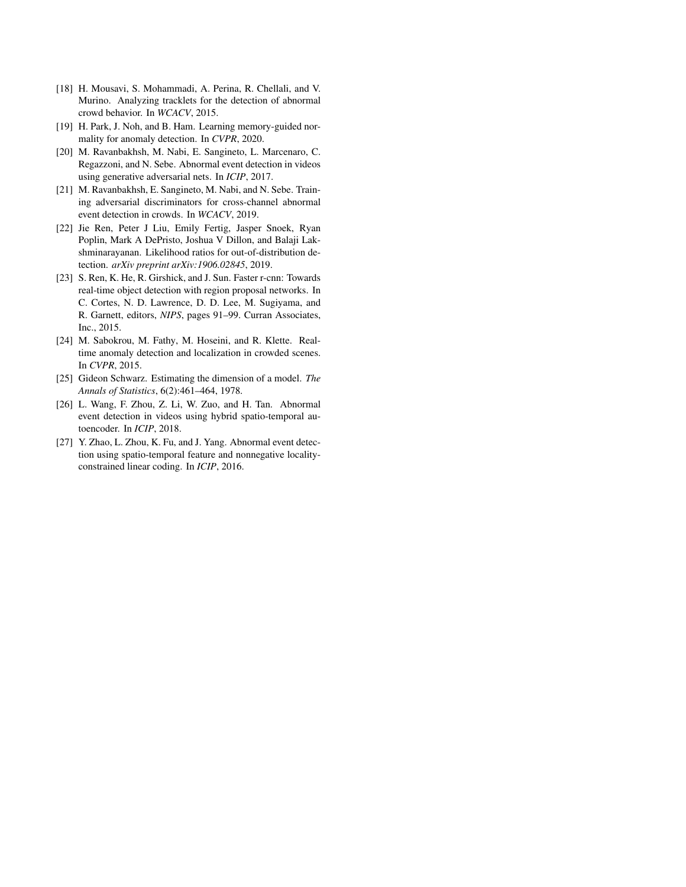[18] H. Mousavi, S. Mohammadi, A. Perina, R. Chellali, and V. Murino. Analyzing tracklets for the detection of abnormal crowd behavior. In *WCACV*, 2015.

[19] H. Park, J. Noh, and B. Ham. Learning memory-guided normality for anomaly detection. In *CVPR*, 2020.

[20] M. Ravanbakhsh, M. Nabi, E. Sangineto, L. Marcenaro, C. Regazzoni, and N. Sebe. Abnormal event detection in videos using generative adversarial nets. In *ICIP*, 2017.

[21] M. Ravanbakhsh, E. Sangineto, M. Nabi, and N. Sebe. Training adversarial discriminators for cross-channel abnormal event detection in crowds. In *WCACV*, 2019.

[22] Jie Ren, Peter J Liu, Emily Fertig, Jasper Snoek, Ryan Poplin, Mark A DePristo, Joshua V Dillon, and Balaji Lakshminarayanan. Likelihood ratios for out-of-distribution detection. *arXiv preprint arXiv:1906.02845*, 2019.

[23] S. Ren, K. He, R. Girshick, and J. Sun. Faster r-cnn: Towards real-time object detection with region proposal networks. In C. Cortes, N. D. Lawrence, D. D. Lee, M. Sugiyama, and R. Garnett, editors, *NIPS*, pages 91–99. Curran Associates, Inc., 2015.

[24] M. Sabokrou, M. Fathy, M. Hoseini, and R. Klette. Real-time anomaly detection and localization in crowded scenes. In *CVPR*, 2015.

[25] Gideon Schwarz. Estimating the dimension of a model. *The Annals of Statistics*, 6(2):461–464, 1978.

[26] L. Wang, F. Zhou, Z. Li, W. Zuo, and H. Tan. Abnormal event detection in videos using hybrid spatio-temporal autoencoder. In *ICIP*, 2018.

[27] Y. Zhao, L. Zhou, K. Fu, and J. Yang. Abnormal event detection using spatio-temporal feature and nonnegative locality-constrained linear coding. In *ICIP*, 2016.